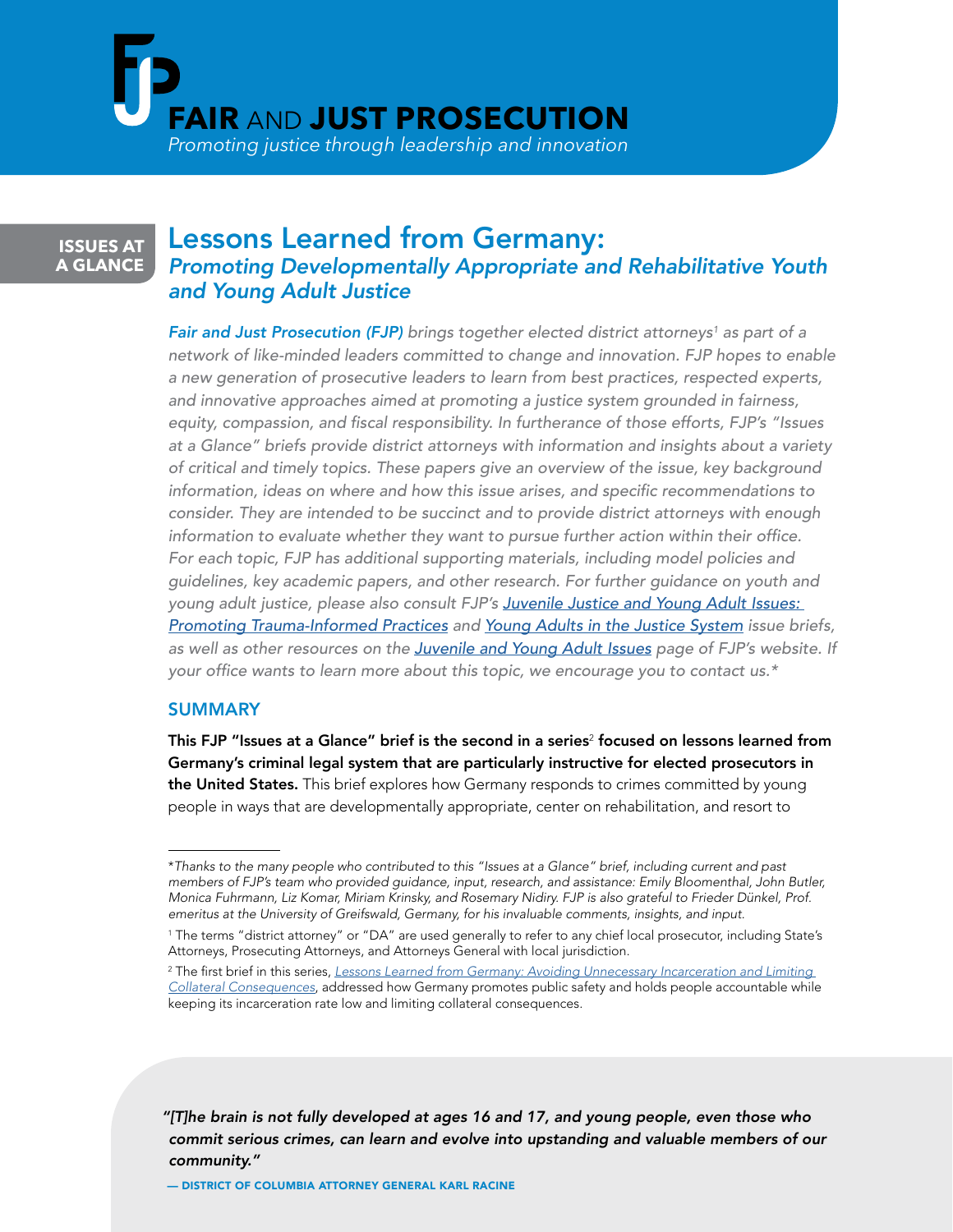# FAIR AND JUST PROSECUTION

*Promoting justice through leadership and innovation*

ISSUES AT A GLANCE

## Lessons Learned from Germany:

### *Promoting Developmentally Appropriate and Rehabilitative Youth and Young Adult Justice*

*Fair and Just Prosecution (FJP) brings together elected district attorneys[1] as part of a network of like-minded leaders committed to change and innovation. FJP hopes to enable a new generation of prosecutive leaders to learn from best practices, respected experts, and innovative approaches aimed at promoting a justice system grounded in fairness, equity, compassion, and fiscal responsibility. In furtherance of those efforts, FJP's "Issues at a Glance" briefs provide district attorneys with information and insights about a variety of critical and timely topics. These papers give an overview of the issue, key background information, ideas on where and how this issue arises, and specific recommendations to consider. They are intended to be succinct and to provide district attorneys with enough information to evaluate whether they want to pursue further action within their office. For each topic, FJP has additional supporting materials, including model policies and guidelines, key academic papers, and other research. For further guidance on youth and young adult justice, please also consult FJP's Juvenile Justice and Young Adult Issues: Promoting Trauma-Informed Practices and Young Adults in the Justice System issue briefs, as well as other resources on the Juvenile and Young Adult Issues page of FJP's website. If your office wants to learn more about this topic, we encourage you to contact us.\**

### SUMMARY

**This FJP "Issues at a Glance" brief is the second in a series[2] focused on lessons learned from Germany's criminal legal system that are particularly instructive for elected prosecutors in the United States.** This brief explores how Germany responds to crimes committed by young people in ways that are developmentally appropriate, center on rehabilitation, and resort to

---

*\*Thanks to the many people who contributed to this "Issues at a Glance" brief, including current and past members of FJP's team who provided guidance, input, research, and assistance: Emily Bloomenthal, John Butler, Monica Fuhrmann, Liz Komar, Miriam Krinsky, and Rosemary Nidiry. FJP is also grateful to Frieder Dünkel, Prof. emeritus at the University of Greifswald, Germany, for his invaluable comments, insights, and input.*

[1] The terms "district attorney" or "DA" are used generally to refer to any chief local prosecutor, including State's Attorneys, Prosecuting Attorneys, and Attorneys General with local jurisdiction.

[2] The first brief in this series, *Lessons Learned from Germany: Avoiding Unnecessary Incarceration and Limiting Collateral Consequences*, addressed how Germany promotes public safety and holds people accountable while keeping its incarceration rate low and limiting collateral consequences.

*"[T]he brain is not fully developed at ages 16 and 17, and young people, even those who commit serious crimes, can learn and evolve into upstanding and valuable members of our community."*

— DISTRICT OF COLUMBIA ATTORNEY GENERAL KARL RACINE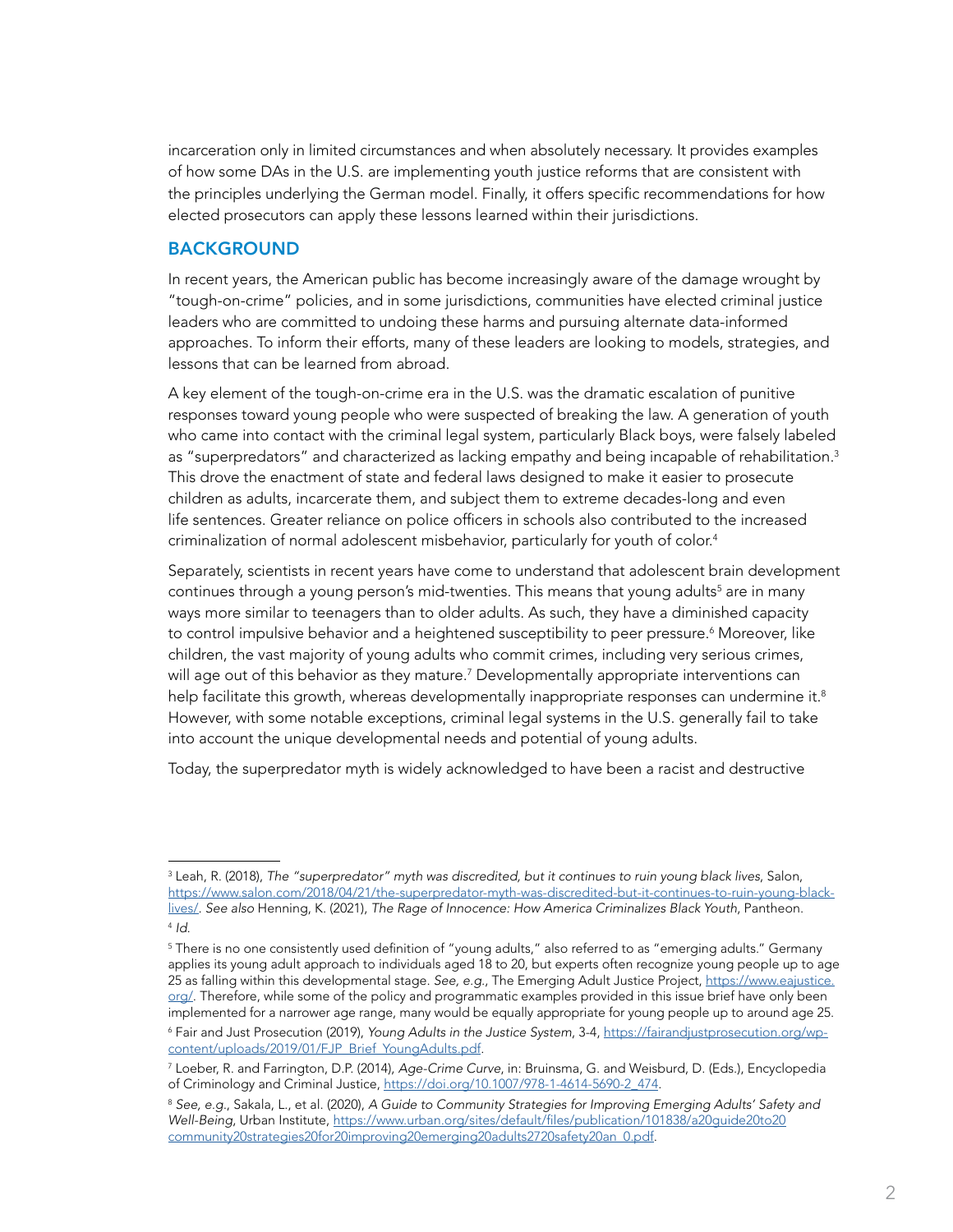incarceration only in limited circumstances and when absolutely necessary. It provides examples of how some DAs in the U.S. are implementing youth justice reforms that are consistent with the principles underlying the German model. Finally, it offers specific recommendations for how elected prosecutors can apply these lessons learned within their jurisdictions.

## BACKGROUND

In recent years, the American public has become increasingly aware of the damage wrought by "tough-on-crime" policies, and in some jurisdictions, communities have elected criminal justice leaders who are committed to undoing these harms and pursuing alternate data-informed approaches. To inform their efforts, many of these leaders are looking to models, strategies, and lessons that can be learned from abroad.

A key element of the tough-on-crime era in the U.S. was the dramatic escalation of punitive responses toward young people who were suspected of breaking the law. A generation of youth who came into contact with the criminal legal system, particularly Black boys, were falsely labeled as "superpredators" and characterized as lacking empathy and being incapable of rehabilitation.[3] This drove the enactment of state and federal laws designed to make it easier to prosecute children as adults, incarcerate them, and subject them to extreme decades-long and even life sentences. Greater reliance on police officers in schools also contributed to the increased criminalization of normal adolescent misbehavior, particularly for youth of color.[4]

Separately, scientists in recent years have come to understand that adolescent brain development continues through a young person's mid-twenties. This means that young adults[5] are in many ways more similar to teenagers than to older adults. As such, they have a diminished capacity to control impulsive behavior and a heightened susceptibility to peer pressure.[6] Moreover, like children, the vast majority of young adults who commit crimes, including very serious crimes, will age out of this behavior as they mature.[7] Developmentally appropriate interventions can help facilitate this growth, whereas developmentally inappropriate responses can undermine it.[8] However, with some notable exceptions, criminal legal systems in the U.S. generally fail to take into account the unique developmental needs and potential of young adults.

Today, the superpredator myth is widely acknowledged to have been a racist and destructive

---

[3] Leah, R. (2018), *The "superpredator" myth was discredited, but it continues to ruin young black lives*, Salon, https://www.salon.com/2018/04/21/the-superpredator-myth-was-discredited-but-it-continues-to-ruin-young-black-lives/. *See also* Henning, K. (2021), *The Rage of Innocence: How America Criminalizes Black Youth*, Pantheon.

[4] *Id.*

[5] There is no one consistently used definition of "young adults," also referred to as "emerging adults." Germany applies its young adult approach to individuals aged 18 to 20, but experts often recognize young people up to age 25 as falling within this developmental stage. *See, e.g.*, The Emerging Adult Justice Project, https://www.eajustice.org/. Therefore, while some of the policy and programmatic examples provided in this issue brief have only been implemented for a narrower age range, many would be equally appropriate for young people up to around age 25.

[6] Fair and Just Prosecution (2019), *Young Adults in the Justice System*, 3-4, https://fairandjustprosecution.org/wp-content/uploads/2019/01/FJP_Brief_YoungAdults.pdf.

[7] Loeber, R. and Farrington, D.P. (2014), *Age-Crime Curve*, in: Bruinsma, G. and Weisburd, D. (Eds.), Encyclopedia of Criminology and Criminal Justice, https://doi.org/10.1007/978-1-4614-5690-2_474.

[8] *See, e.g.*, Sakala, L., et al. (2020), *A Guide to Community Strategies for Improving Emerging Adults' Safety and Well-Being*, Urban Institute, https://www.urban.org/sites/default/files/publication/101838/a20guide20to20community20strategies20for20improving20emerging20adults2720safety20an_0.pdf.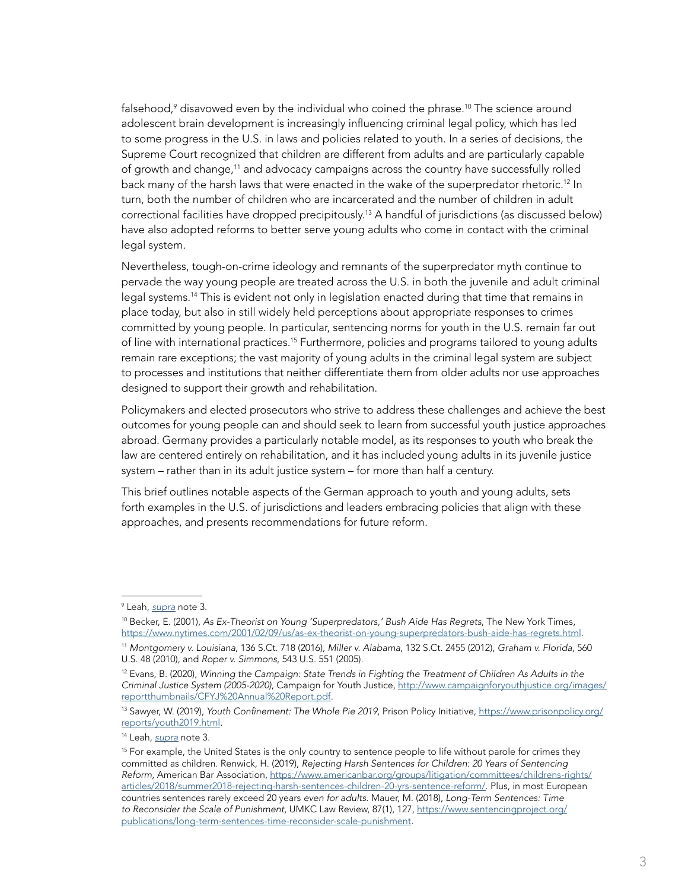falsehood,[9] disavowed even by the individual who coined the phrase.[10] The science around adolescent brain development is increasingly influencing criminal legal policy, which has led to some progress in the U.S. in laws and policies related to youth. In a series of decisions, the Supreme Court recognized that children are different from adults and are particularly capable of growth and change,[11] and advocacy campaigns across the country have successfully rolled back many of the harsh laws that were enacted in the wake of the superpredator rhetoric.[12] In turn, both the number of children who are incarcerated and the number of children in adult correctional facilities have dropped precipitously.[13] A handful of jurisdictions (as discussed below) have also adopted reforms to better serve young adults who come in contact with the criminal legal system.

Nevertheless, tough-on-crime ideology and remnants of the superpredator myth continue to pervade the way young people are treated across the U.S. in both the juvenile and adult criminal legal systems.[14] This is evident not only in legislation enacted during that time that remains in place today, but also in still widely held perceptions about appropriate responses to crimes committed by young people. In particular, sentencing norms for youth in the U.S. remain far out of line with international practices.[15] Furthermore, policies and programs tailored to young adults remain rare exceptions; the vast majority of young adults in the criminal legal system are subject to processes and institutions that neither differentiate them from older adults nor use approaches designed to support their growth and rehabilitation.

Policymakers and elected prosecutors who strive to address these challenges and achieve the best outcomes for young people can and should seek to learn from successful youth justice approaches abroad. Germany provides a particularly notable model, as its responses to youth who break the law are centered entirely on rehabilitation, and it has included young adults in its juvenile justice system – rather than in its adult justice system – for more than half a century.

This brief outlines notable aspects of the German approach to youth and young adults, sets forth examples in the U.S. of jurisdictions and leaders embracing policies that align with these approaches, and presents recommendations for future reform.

---

[9] Leah, *supra* note 3.

[10] Becker, E. (2001), *As Ex-Theorist on Young 'Superpredators,' Bush Aide Has Regrets*, The New York Times, https://www.nytimes.com/2001/02/09/us/as-ex-theorist-on-young-superpredators-bush-aide-has-regrets.html.

[11] *Montgomery v. Louisiana*, 136 S.Ct. 718 (2016), *Miller v. Alabama*, 132 S.Ct. 2455 (2012), *Graham v. Florida*, 560 U.S. 48 (2010), and *Roper v. Simmons*, 543 U.S. 551 (2005).

[12] Evans, B. (2020), *Winning the Campaign: State Trends in Fighting the Treatment of Children As Adults in the Criminal Justice System (2005-2020)*, Campaign for Youth Justice, http://www.campaignforyouthjustice.org/images/reportthumbnails/CFYJ%20Annual%20Report.pdf.

[13] Sawyer, W. (2019), *Youth Confinement: The Whole Pie 2019*, Prison Policy Initiative, https://www.prisonpolicy.org/reports/youth2019.html.

[14] Leah, *supra* note 3.

[15] For example, the United States is the only country to sentence people to life without parole for crimes they committed as children. Renwick, H. (2019), *Rejecting Harsh Sentences for Children: 20 Years of Sentencing Reform*, American Bar Association, https://www.americanbar.org/groups/litigation/committees/childrens-rights/articles/2018/summer2018-rejecting-harsh-sentences-children-20-yrs-sentence-reform/. Plus, in most European countries sentences rarely exceed 20 years *even for adults*. Mauer, M. (2018), *Long-Term Sentences: Time to Reconsider the Scale of Punishment*, UMKC Law Review, 87(1), 127, https://www.sentencingproject.org/publications/long-term-sentences-time-reconsider-scale-punishment.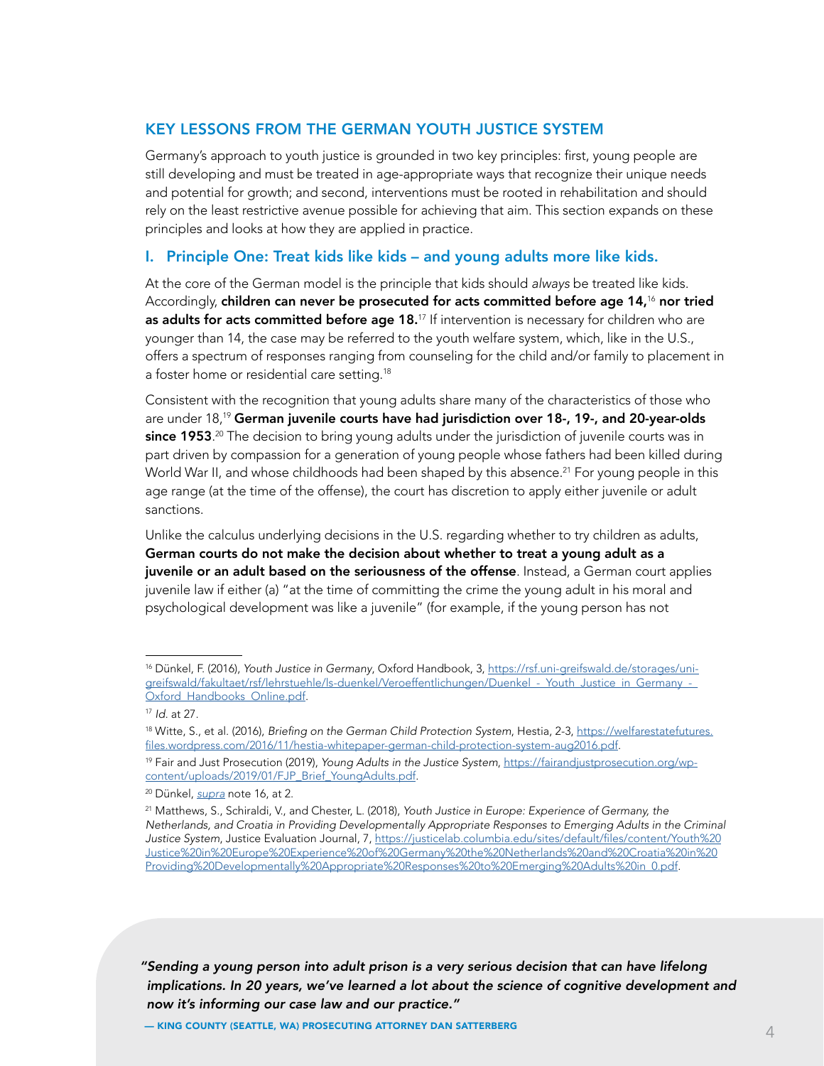## KEY LESSONS FROM THE GERMAN YOUTH JUSTICE SYSTEM

Germany's approach to youth justice is grounded in two key principles: first, young people are still developing and must be treated in age-appropriate ways that recognize their unique needs and potential for growth; and second, interventions must be rooted in rehabilitation and should rely on the least restrictive avenue possible for achieving that aim. This section expands on these principles and looks at how they are applied in practice.

### I. Principle One: Treat kids like kids – and young adults more like kids.

At the core of the German model is the principle that kids should *always* be treated like kids. Accordingly, **children can never be prosecuted for acts committed before age 14,**[16] **nor tried as adults for acts committed before age 18.**[17] If intervention is necessary for children who are younger than 14, the case may be referred to the youth welfare system, which, like in the U.S., offers a spectrum of responses ranging from counseling for the child and/or family to placement in a foster home or residential care setting.[18]

Consistent with the recognition that young adults share many of the characteristics of those who are under 18,[19] **German juvenile courts have had jurisdiction over 18-, 19-, and 20-year-olds since 1953**.[20] The decision to bring young adults under the jurisdiction of juvenile courts was in part driven by compassion for a generation of young people whose fathers had been killed during World War II, and whose childhoods had been shaped by this absence.[21] For young people in this age range (at the time of the offense), the court has discretion to apply either juvenile or adult sanctions.

Unlike the calculus underlying decisions in the U.S. regarding whether to try children as adults, **German courts do not make the decision about whether to treat a young adult as a juvenile or an adult based on the seriousness of the offense**. Instead, a German court applies juvenile law if either (a) "at the time of committing the crime the young adult in his moral and psychological development was like a juvenile" (for example, if the young person has not

---

[16] Dünkel, F. (2016), *Youth Justice in Germany*, Oxford Handbook, 3, https://rsf.uni-greifswald.de/storages/uni-greifswald/fakultaet/rsf/lehrstuehle/ls-duenkel/Veroeffentlichungen/Duenkel_-_Youth_Justice_in_Germany_-_Oxford_Handbooks_Online.pdf.

[17] *Id.* at 27.

[18] Witte, S., et al. (2016), *Briefing on the German Child Protection System*, Hestia, 2-3, https://welfarestatefutures.files.wordpress.com/2016/11/hestia-whitepaper-german-child-protection-system-aug2016.pdf.

[19] Fair and Just Prosecution (2019), *Young Adults in the Justice System*, https://fairandjustprosecution.org/wp-content/uploads/2019/01/FJP_Brief_YoungAdults.pdf.

[20] Dünkel, *supra* note 16, at 2.

[21] Matthews, S., Schiraldi, V., and Chester, L. (2018), *Youth Justice in Europe: Experience of Germany, the Netherlands, and Croatia in Providing Developmentally Appropriate Responses to Emerging Adults in the Criminal Justice System*, Justice Evaluation Journal, 7, https://justicelab.columbia.edu/sites/default/files/content/Youth%20Justice%20in%20Europe%20Experience%20of%20Germany%20the%20Netherlands%20and%20Croatia%20in%20Providing%20Developmentally%20Appropriate%20Responses%20to%20Emerging%20Adults%20in_0.pdf.

> *"Sending a young person into adult prison is a very serious decision that can have lifelong implications. In 20 years, we've learned a lot about the science of cognitive development and now it's informing our case law and our practice."*
>
> — KING COUNTY (SEATTLE, WA) PROSECUTING ATTORNEY DAN SATTERBERG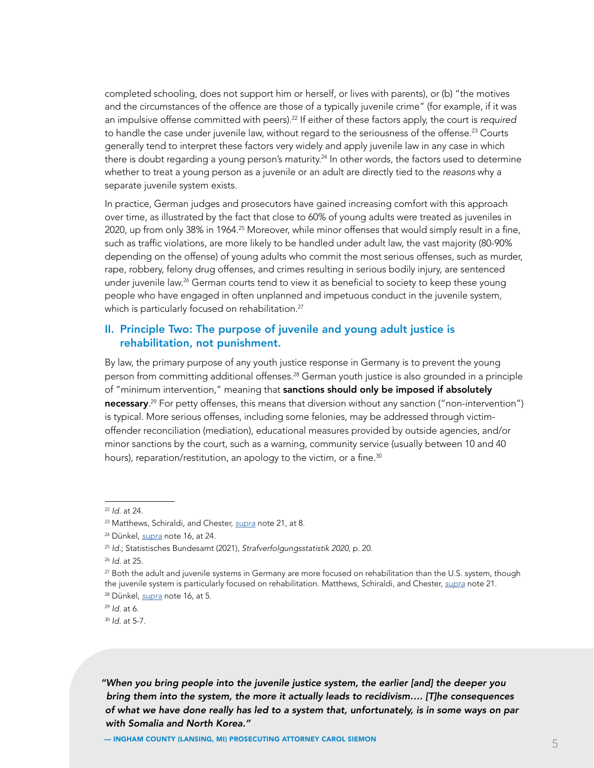completed schooling, does not support him or herself, or lives with parents), or (b) "the motives and the circumstances of the offence are those of a typically juvenile crime" (for example, if it was an impulsive offense committed with peers).[22] If either of these factors apply, the court is *required* to handle the case under juvenile law, without regard to the seriousness of the offense.[23] Courts generally tend to interpret these factors very widely and apply juvenile law in any case in which there is doubt regarding a young person's maturity.[24] In other words, the factors used to determine whether to treat a young person as a juvenile or an adult are directly tied to the *reasons* why a separate juvenile system exists.

In practice, German judges and prosecutors have gained increasing comfort with this approach over time, as illustrated by the fact that close to 60% of young adults were treated as juveniles in 2020, up from only 38% in 1964.[25] Moreover, while minor offenses that would simply result in a fine, such as traffic violations, are more likely to be handled under adult law, the vast majority (80-90% depending on the offense) of young adults who commit the most serious offenses, such as murder, rape, robbery, felony drug offenses, and crimes resulting in serious bodily injury, are sentenced under juvenile law.[26] German courts tend to view it as beneficial to society to keep these young people who have engaged in often unplanned and impetuous conduct in the juvenile system, which is particularly focused on rehabilitation.[27]

## II. Principle Two: The purpose of juvenile and young adult justice is rehabilitation, not punishment.

By law, the primary purpose of any youth justice response in Germany is to prevent the young person from committing additional offenses.[28] German youth justice is also grounded in a principle of "minimum intervention," meaning that **sanctions should only be imposed if absolutely necessary**.[29] For petty offenses, this means that diversion without any sanction ("non-intervention") is typical. More serious offenses, including some felonies, may be addressed through victim-offender reconciliation (mediation), educational measures provided by outside agencies, and/or minor sanctions by the court, such as a warning, community service (usually between 10 and 40 hours), reparation/restitution, an apology to the victim, or a fine.[30]

---

[22] *Id.* at 24.

[23] Matthews, Schiraldi, and Chester, *supra* note 21, at 8.

[24] Dünkel, *supra* note 16, at 24.

[25] *Id.*; Statisches Bundesamt (2021), *Strafverfolgungsstatistik 2020*, p. 20.

[26] *Id.* at 25.

[27] Both the adult and juvenile systems in Germany are more focused on rehabilitation than the U.S. system, though the juvenile system is particularly focused on rehabilitation. Matthews, Schiraldi, and Chester, *supra* note 21.

[28] Dünkel, *supra* note 16, at 5.

[29] *Id.* at 6.

[30] *Id.* at 5-7.

> *"When you bring people into the juvenile justice system, the earlier [and] the deeper you bring them into the system, the more it actually leads to recidivism.... [T]he consequences of what we have done really has led to a system that, unfortunately, is in some ways on par with Somalia and North Korea."*
>
> — INGHAM COUNTY (LANSING, MI) PROSECUTING ATTORNEY CAROL SIEMON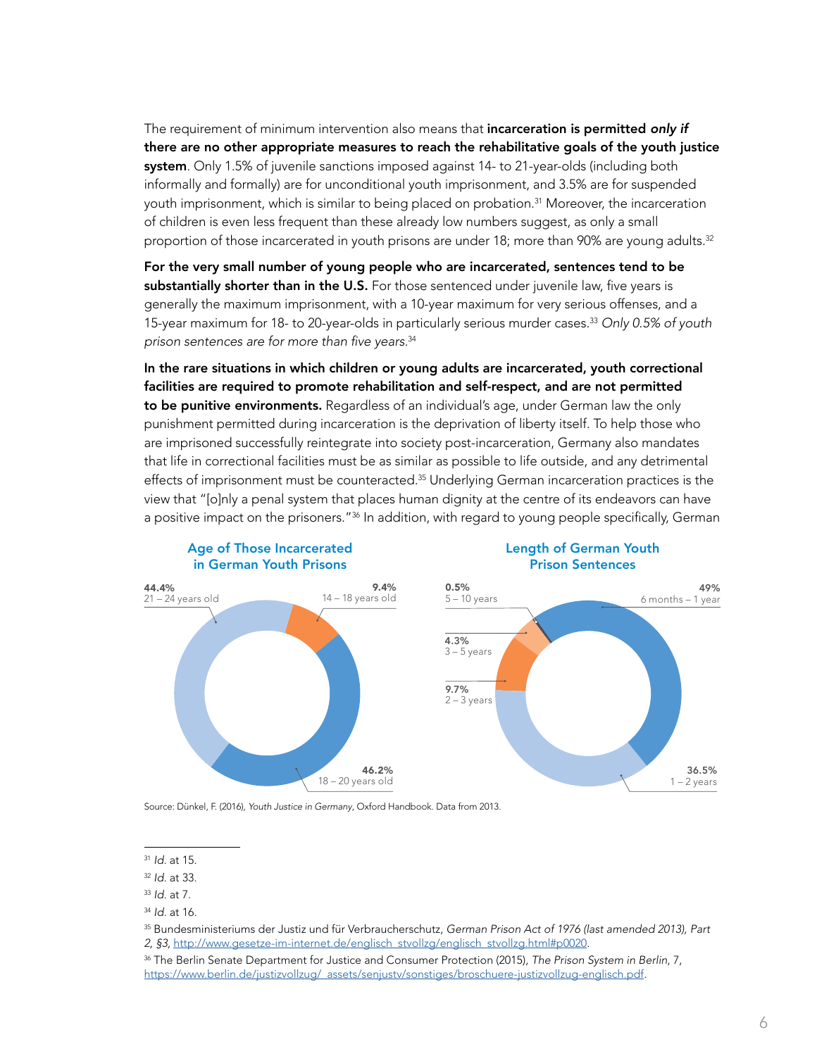The requirement of minimum intervention also means that **incarceration is permitted *only if* there are no other appropriate measures to reach the rehabilitative goals of the youth justice system**. Only 1.5% of juvenile sanctions imposed against 14- to 21-year-olds (including both informally and formally) are for unconditional youth imprisonment, and 3.5% are for suspended youth imprisonment, which is similar to being placed on probation.[31] Moreover, the incarceration of children is even less frequent than these already low numbers suggest, as only a small proportion of those incarcerated in youth prisons are under 18; more than 90% are young adults.[32]

**For the very small number of young people who are incarcerated, sentences tend to be substantially shorter than in the U.S.** For those sentenced under juvenile law, five years is generally the maximum imprisonment, with a 10-year maximum for very serious offenses, and a 15-year maximum for 18- to 20-year-olds in particularly serious murder cases.[33] *Only 0.5% of youth prison sentences are for more than five years.*[34]

**In the rare situations in which children or young adults are incarcerated, youth correctional facilities are required to promote rehabilitation and self-respect, and are not permitted to be punitive environments.** Regardless of an individual's age, under German law the only punishment permitted during incarceration is the deprivation of liberty itself. To help those who are imprisoned successfully reintegrate into society post-incarceration, Germany also mandates that life in correctional facilities must be as similar as possible to life outside, and any detrimental effects of imprisonment must be counteracted.[35] Underlying German incarceration practices is the view that "[o]nly a penal system that places human dignity at the centre of its endeavors can have a positive impact on the prisoners."[36] In addition, with regard to young people specifically, German

**Age of Those Incarcerated in German Youth Prisons**

| Age | Percentage |
|---|---|
| 14 – 18 years old | 9.4% |
| 18 – 20 years old | 46.2% |
| 21 – 24 years old | 44.4% |

**Length of German Youth Prison Sentences**

| Length | Percentage |
|---|---|
| 6 months – 1 year | 49% |
| 1 – 2 years | 36.5% |
| 2 – 3 years | 9.7% |
| 3 – 5 years | 4.3% |
| 5 – 10 years | 0.5% |

Source: Dünkel, F. (2016), *Youth Justice in Germany*, Oxford Handbook. Data from 2013.

---

[31] *Id.* at 15.

[32] *Id.* at 33.

[33] *Id.* at 7.

[34] *Id.* at 16.

[35] Bundesministeriums der Justiz und für Verbraucherschutz, *German Prison Act of 1976 (last amended 2013), Part 2, §3*, http://www.gesetze-im-internet.de/englisch_stvollzg/englisch_stvollzg.html#p0020.

[36] The Berlin Senate Department for Justice and Consumer Protection (2015), *The Prison System in Berlin*, 7, https://www.berlin.de/justizvollzug/_assets/senjustv/sonstiges/broschuere-justizvollzug-englisch.pdf.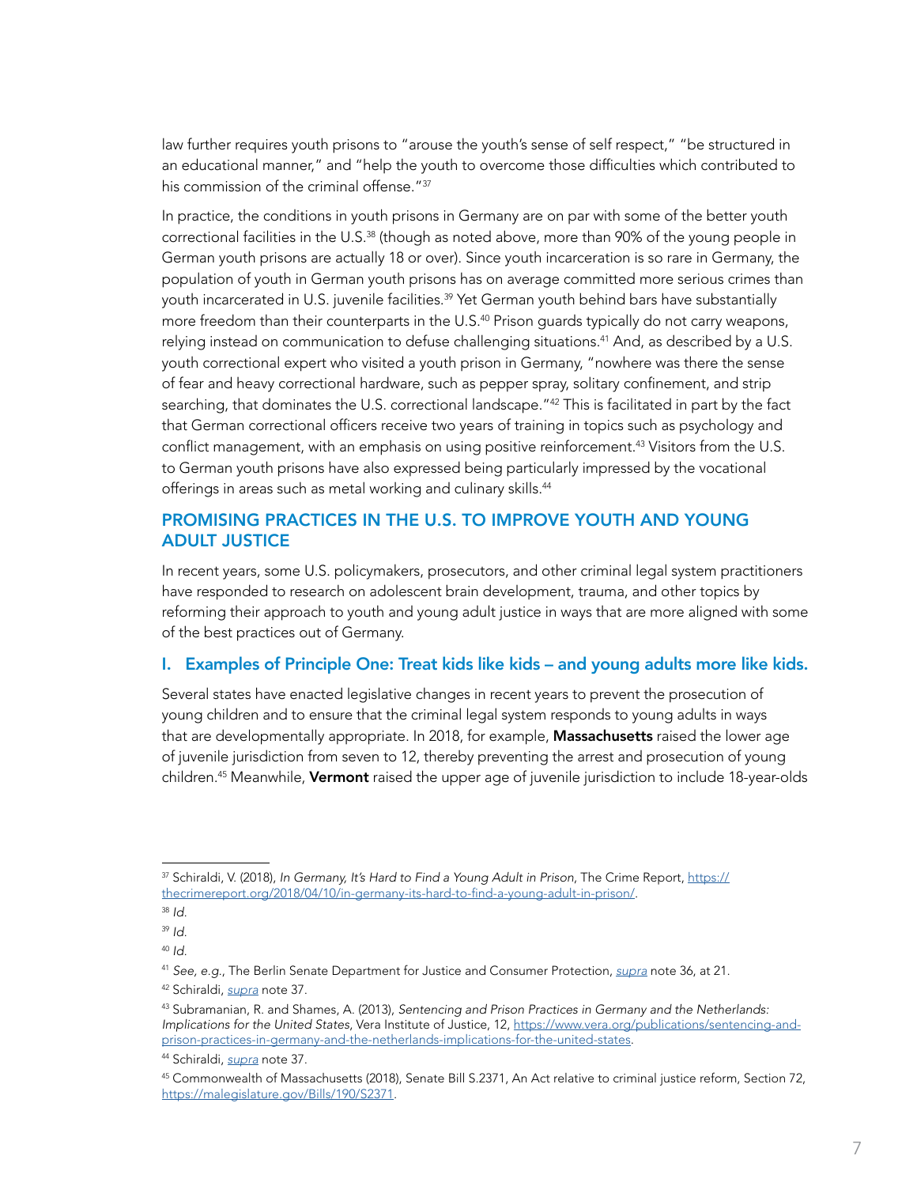law further requires youth prisons to "arouse the youth's sense of self respect," "be structured in an educational manner," and "help the youth to overcome those difficulties which contributed to his commission of the criminal offense."[37]

In practice, the conditions in youth prisons in Germany are on par with some of the better youth correctional facilities in the U.S.[38] (though as noted above, more than 90% of the young people in German youth prisons are actually 18 or over). Since youth incarceration is so rare in Germany, the population of youth in German youth prisons has on average committed more serious crimes than youth incarcerated in U.S. juvenile facilities.[39] Yet German youth behind bars have substantially more freedom than their counterparts in the U.S.[40] Prison guards typically do not carry weapons, relying instead on communication to defuse challenging situations.[41] And, as described by a U.S. youth correctional expert who visited a youth prison in Germany, "nowhere was there the sense of fear and heavy correctional hardware, such as pepper spray, solitary confinement, and strip searching, that dominates the U.S. correctional landscape."[42] This is facilitated in part by the fact that German correctional officers receive two years of training in topics such as psychology and conflict management, with an emphasis on using positive reinforcement.[43] Visitors from the U.S. to German youth prisons have also expressed being particularly impressed by the vocational offerings in areas such as metal working and culinary skills.[44]

## PROMISING PRACTICES IN THE U.S. TO IMPROVE YOUTH AND YOUNG ADULT JUSTICE

In recent years, some U.S. policymakers, prosecutors, and other criminal legal system practitioners have responded to research on adolescent brain development, trauma, and other topics by reforming their approach to youth and young adult justice in ways that are more aligned with some of the best practices out of Germany.

### I. Examples of Principle One: Treat kids like kids – and young adults more like kids.

Several states have enacted legislative changes in recent years to prevent the prosecution of young children and to ensure that the criminal legal system responds to young adults in ways that are developmentally appropriate. In 2018, for example, **Massachusetts** raised the lower age of juvenile jurisdiction from seven to 12, thereby preventing the arrest and prosecution of young children.[45] Meanwhile, **Vermont** raised the upper age of juvenile jurisdiction to include 18-year-olds

---

[37] Schiraldi, V. (2018), *In Germany, It's Hard to Find a Young Adult in Prison*, The Crime Report, https://thecrimereport.org/2018/04/10/in-germany-its-hard-to-find-a-young-adult-in-prison/.

[38] *Id.*

[39] *Id.*

[40] *Id.*

[41] *See, e.g.*, The Berlin Senate Department for Justice and Consumer Protection, *supra* note 36, at 21.

[42] Schiraldi, *supra* note 37.

[43] Subramanian, R. and Shames, A. (2013), *Sentencing and Prison Practices in Germany and the Netherlands: Implications for the United States*, Vera Institute of Justice, 12, https://www.vera.org/publications/sentencing-and-prison-practices-in-germany-and-the-netherlands-implications-for-the-united-states.

[44] Schiraldi, *supra* note 37.

[45] Commonwealth of Massachusetts (2018), Senate Bill S.2371, An Act relative to criminal justice reform, Section 72, https://malegislature.gov/Bills/190/S2371.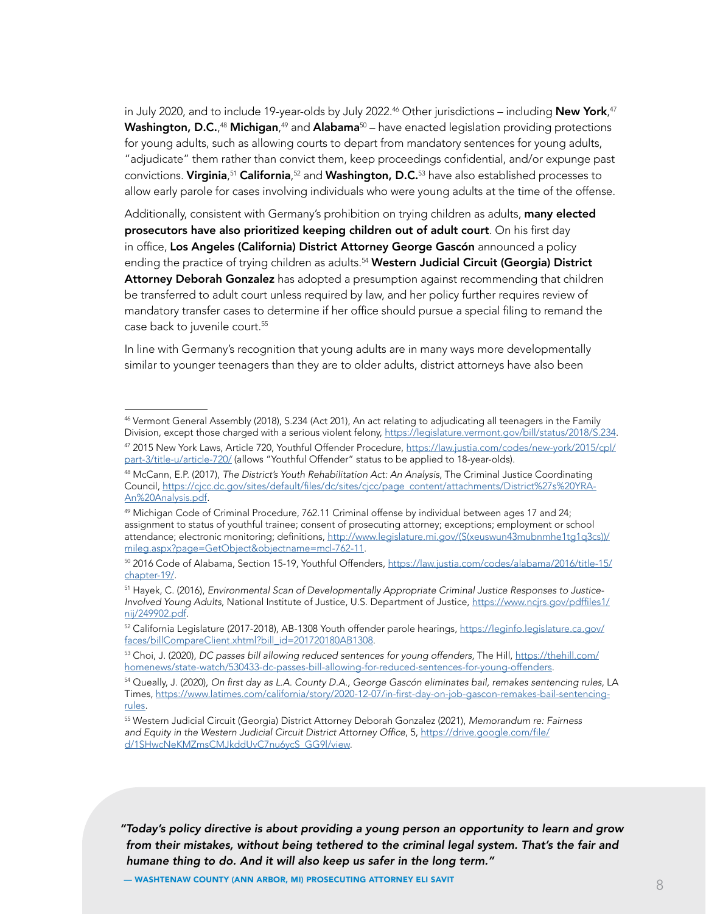in July 2020, and to include 19-year-olds by July 2022.[46] Other jurisdictions – including **New York**,[47] **Washington, D.C.**,[48] **Michigan**,[49] and **Alabama**[50] – have enacted legislation providing protections for young adults, such as allowing courts to depart from mandatory sentences for young adults, "adjudicate" them rather than convict them, keep proceedings confidential, and/or expunge past convictions. **Virginia**,[51] **California**,[52] and **Washington, D.C.**[53] have also established processes to allow early parole for cases involving individuals who were young adults at the time of the offense.

Additionally, consistent with Germany's prohibition on trying children as adults, **many elected prosecutors have also prioritized keeping children out of adult court**. On his first day in office, **Los Angeles (California) District Attorney George Gascón** announced a policy ending the practice of trying children as adults.[54] **Western Judicial Circuit (Georgia) District Attorney Deborah Gonzalez** has adopted a presumption against recommending that children be transferred to adult court unless required by law, and her policy further requires review of mandatory transfer cases to determine if her office should pursue a special filing to remand the case back to juvenile court.[55]

In line with Germany's recognition that young adults are in many ways more developmentally similar to younger teenagers than they are to older adults, district attorneys have also been

---

[46] Vermont General Assembly (2018), S.234 (Act 201), An act relating to adjudicating all teenagers in the Family Division, except those charged with a serious violent felony, https://legislature.vermont.gov/bill/status/2018/S.234.

[47] 2015 New York Laws, Article 720, Youthful Offender Procedure, https://law.justia.com/codes/new-york/2015/cpl/part-3/title-u/article-720/ (allows "Youthful Offender" status to be applied to 18-year-olds).

[48] McCann, E.P. (2017), *The District's Youth Rehabilitation Act: An Analysis*, The Criminal Justice Coordinating Council, https://cjcc.dc.gov/sites/default/files/dc/sites/cjcc/page_content/attachments/District%27s%20YRA-An%20Analysis.pdf.

[49] Michigan Code of Criminal Procedure, 762.11 Criminal offense by individual between ages 17 and 24; assignment to status of youthful trainee; consent of prosecuting attorney; exceptions; employment or school attendance; electronic monitoring; definitions, http://www.legislature.mi.gov/(S(xeuswun43mubnmhe1tg1q3cs))/mileg.aspx?page=GetObject&objectname=mcl-762-11.

[50] 2016 Code of Alabama, Section 15-19, Youthful Offenders, https://law.justia.com/codes/alabama/2016/title-15/chapter-19/.

[51] Hayek, C. (2016), *Environmental Scan of Developmentally Appropriate Criminal Justice Responses to Justice-Involved Young Adults*, National Institute of Justice, U.S. Department of Justice, https://www.ncjrs.gov/pdffiles1/nij/249902.pdf.

[52] California Legislature (2017-2018), AB-1308 Youth offender parole hearings, https://leginfo.legislature.ca.gov/faces/billCompareClient.xhtml?bill_id=201720180AB1308.

[53] Choi, J. (2020), *DC passes bill allowing reduced sentences for young offenders*, The Hill, https://thehill.com/homenews/state-watch/530433-dc-passes-bill-allowing-for-reduced-sentences-for-young-offenders.

[54] Queally, J. (2020), *On first day as L.A. County D.A., George Gascón eliminates bail, remakes sentencing rules*, LA Times, https://www.latimes.com/california/story/2020-12-07/in-first-day-on-job-gascon-remakes-bail-sentencing-rules.

[55] Western Judicial Circuit (Georgia) District Attorney Deborah Gonzalez (2021), *Memorandum re: Fairness and Equity in the Western Judicial Circuit District Attorney Office*, 5, https://drive.google.com/file/d/1SHwcNeKMZmsCMJkddUvC7nu6ycS_GG9l/view.

---

> ***"Today's policy directive is about providing a young person an opportunity to learn and grow from their mistakes, without being tethered to the criminal legal system. That's the fair and humane thing to do. And it will also keep us safer in the long term."***
>
> **— WASHTENAW COUNTY (ANN ARBOR, MI) PROSECUTING ATTORNEY ELI SAVIT**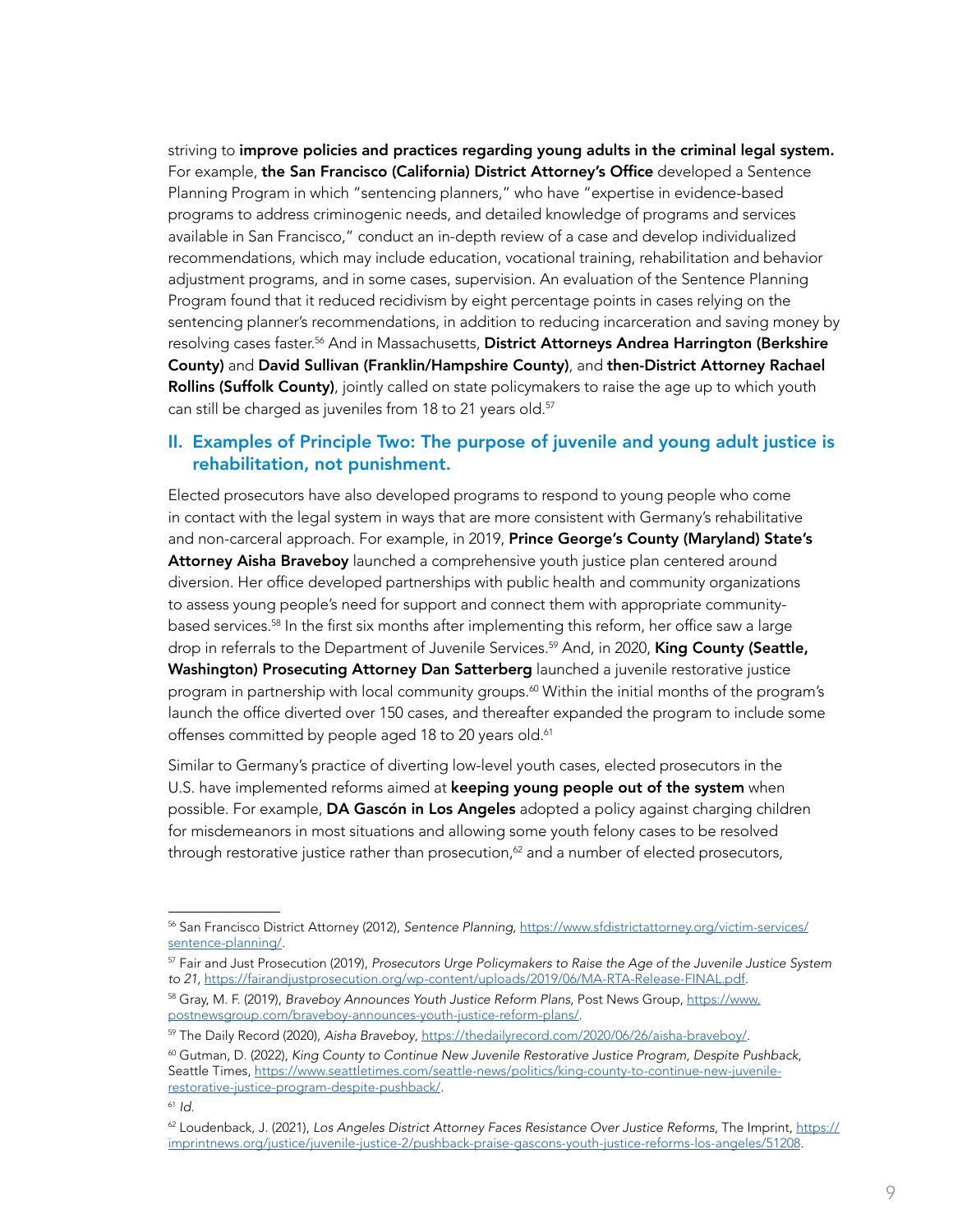striving to **improve policies and practices regarding young adults in the criminal legal system.** For example, **the San Francisco (California) District Attorney's Office** developed a Sentence Planning Program in which "sentencing planners," who have "expertise in evidence-based programs to address criminogenic needs, and detailed knowledge of programs and services available in San Francisco," conduct an in-depth review of a case and develop individualized recommendations, which may include education, vocational training, rehabilitation and behavior adjustment programs, and in some cases, supervision. An evaluation of the Sentence Planning Program found that it reduced recidivism by eight percentage points in cases relying on the sentencing planner's recommendations, in addition to reducing incarceration and saving money by resolving cases faster.[56] And in Massachusetts, **District Attorneys Andrea Harrington (Berkshire County)** and **David Sullivan (Franklin/Hampshire County)**, and **then-District Attorney Rachael Rollins (Suffolk County)**, jointly called on state policymakers to raise the age up to which youth can still be charged as juveniles from 18 to 21 years old.[57]

## II. Examples of Principle Two: The purpose of juvenile and young adult justice is rehabilitation, not punishment.

Elected prosecutors have also developed programs to respond to young people who come in contact with the legal system in ways that are more consistent with Germany's rehabilitative and non-carceral approach. For example, in 2019, **Prince George's County (Maryland) State's Attorney Aisha Braveboy** launched a comprehensive youth justice plan centered around diversion. Her office developed partnerships with public health and community organizations to assess young people's need for support and connect them with appropriate community-based services.[58] In the first six months after implementing this reform, her office saw a large drop in referrals to the Department of Juvenile Services.[59] And, in 2020, **King County (Seattle, Washington) Prosecuting Attorney Dan Satterberg** launched a juvenile restorative justice program in partnership with local community groups.[60] Within the initial months of the program's launch the office diverted over 150 cases, and thereafter expanded the program to include some offenses committed by people aged 18 to 20 years old.[61]

Similar to Germany's practice of diverting low-level youth cases, elected prosecutors in the U.S. have implemented reforms aimed at **keeping young people out of the system** when possible. For example, **DA Gascón in Los Angeles** adopted a policy against charging children for misdemeanors in most situations and allowing some youth felony cases to be resolved through restorative justice rather than prosecution,[62] and a number of elected prosecutors,

---

[56] San Francisco District Attorney (2012), *Sentence Planning*, https://www.sfdistrictattorney.org/victim-services/sentence-planning/.

[57] Fair and Just Prosecution (2019), *Prosecutors Urge Policymakers to Raise the Age of the Juvenile Justice System to 21*, https://fairandjustprosecution.org/wp-content/uploads/2019/06/MA-RTA-Release-FINAL.pdf.

[58] Gray, M. F. (2019), *Braveboy Announces Youth Justice Reform Plans*, Post News Group, https://www.postnewsgroup.com/braveboy-announces-youth-justice-reform-plans/.

[59] The Daily Record (2020), *Aisha Braveboy*, https://thedailyrecord.com/2020/06/26/aisha-braveboy/.

[60] Gutman, D. (2022), *King County to Continue New Juvenile Restorative Justice Program, Despite Pushback*, Seattle Times, https://www.seattletimes.com/seattle-news/politics/king-county-to-continue-new-juvenile-restorative-justice-program-despite-pushback/.

[61] *Id.*

[62] Loudenback, J. (2021), *Los Angeles District Attorney Faces Resistance Over Justice Reforms*, The Imprint, https://imprintnews.org/justice/juvenile-justice-2/pushback-praise-gascons-youth-justice-reforms-los-angeles/51208.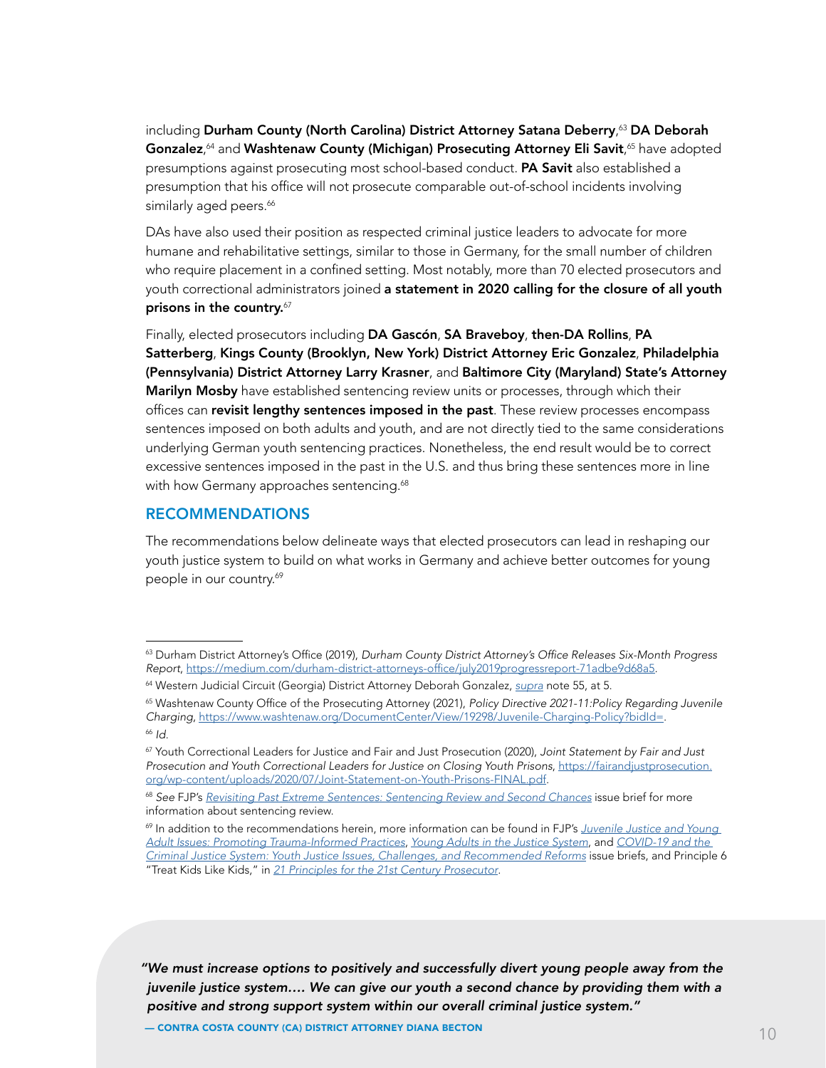including **Durham County (North Carolina) District Attorney Satana Deberry**,[63] **DA Deborah Gonzalez**,[64] and **Washtenaw County (Michigan) Prosecuting Attorney Eli Savit**,[65] have adopted presumptions against prosecuting most school-based conduct. **PA Savit** also established a presumption that his office will not prosecute comparable out-of-school incidents involving similarly aged peers.[66]

DAs have also used their position as respected criminal justice leaders to advocate for more humane and rehabilitative settings, similar to those in Germany, for the small number of children who require placement in a confined setting. Most notably, more than 70 elected prosecutors and youth correctional administrators joined **a statement in 2020 calling for the closure of all youth prisons in the country.**[67]

Finally, elected prosecutors including **DA Gascón**, **SA Braveboy**, **then-DA Rollins**, **PA Satterberg**, **Kings County (Brooklyn, New York) District Attorney Eric Gonzalez**, **Philadelphia (Pennsylvania) District Attorney Larry Krasner**, and **Baltimore City (Maryland) State's Attorney Marilyn Mosby** have established sentencing review units or processes, through which their offices can **revisit lengthy sentences imposed in the past**. These review processes encompass sentences imposed on both adults and youth, and are not directly tied to the same considerations underlying German youth sentencing practices. Nonetheless, the end result would be to correct excessive sentences imposed in the past in the U.S. and thus bring these sentences more in line with how Germany approaches sentencing.[68]

## RECOMMENDATIONS

The recommendations below delineate ways that elected prosecutors can lead in reshaping our youth justice system to build on what works in Germany and achieve better outcomes for young people in our country.[69]

---

[63] Durham District Attorney's Office (2019), *Durham County District Attorney's Office Releases Six-Month Progress Report*, https://medium.com/durham-district-attorneys-office/july2019progressreport-71adbe9d68a5.

[64] Western Judicial Circuit (Georgia) District Attorney Deborah Gonzalez, *supra* note 55, at 5.

[65] Washtenaw County Office of the Prosecuting Attorney (2021), *Policy Directive 2021-11:Policy Regarding Juvenile Charging*, https://www.washtenaw.org/DocumentCenter/View/19298/Juvenile-Charging-Policy?bidId=.

[66] *Id.*

[67] Youth Correctional Leaders for Justice and Fair and Just Prosecution (2020), *Joint Statement by Fair and Just Prosecution and Youth Correctional Leaders for Justice on Closing Youth Prisons*, https://fairandjustprosecution.org/wp-content/uploads/2020/07/Joint-Statement-on-Youth-Prisons-FINAL.pdf.

[68] *See* FJP's *Revisiting Past Extreme Sentences: Sentencing Review and Second Chances* issue brief for more information about sentencing review.

[69] In addition to the recommendations herein, more information can be found in FJP's *Juvenile Justice and Young Adult Issues: Promoting Trauma-Informed Practices*, *Young Adults in the Justice System*, and *COVID-19 and the Criminal Justice System: Youth Justice Issues, Challenges, and Recommended Reforms* issue briefs, and Principle 6 "Treat Kids Like Kids," in *21 Principles for the 21st Century Prosecutor*.

> ***"We must increase options to positively and successfully divert young people away from the juvenile justice system.... We can give our youth a second chance by providing them with a positive and strong support system within our overall criminal justice system."***
>
> — CONTRA COSTA COUNTY (CA) DISTRICT ATTORNEY DIANA BECTON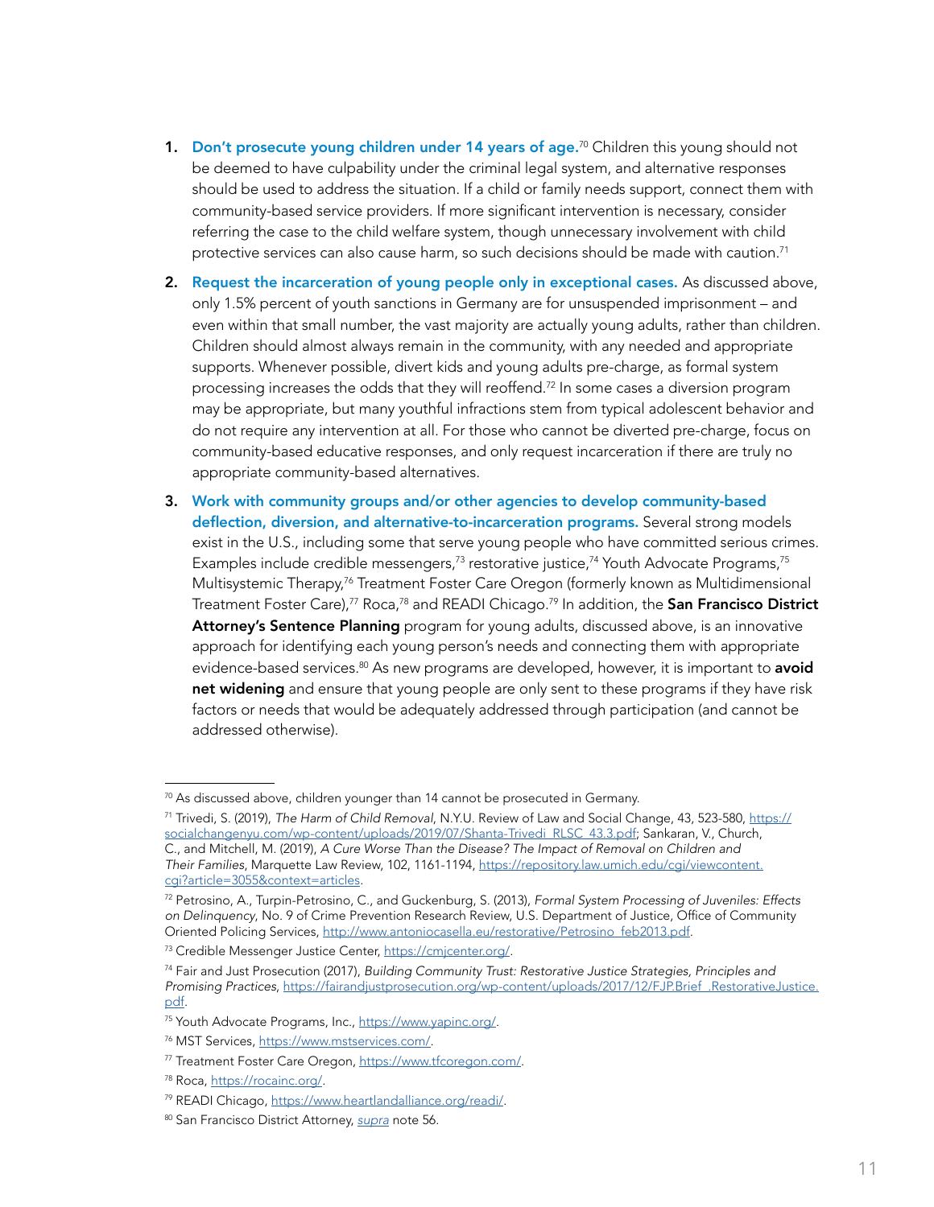1. **Don't prosecute young children under 14 years of age.**[70] Children this young should not be deemed to have culpability under the criminal legal system, and alternative responses should be used to address the situation. If a child or family needs support, connect them with community-based service providers. If more significant intervention is necessary, consider referring the case to the child welfare system, though unnecessary involvement with child protective services can also cause harm, so such decisions should be made with caution.[71]

2. **Request the incarceration of young people only in exceptional cases.** As discussed above, only 1.5% percent of youth sanctions in Germany are for unsuspended imprisonment – and even within that small number, the vast majority are actually young adults, rather than children. Children should almost always remain in the community, with any needed and appropriate supports. Whenever possible, divert kids and young adults pre-charge, as formal system processing increases the odds that they will reoffend.[72] In some cases a diversion program may be appropriate, but many youthful infractions stem from typical adolescent behavior and do not require any intervention at all. For those who cannot be diverted pre-charge, focus on community-based educative responses, and only request incarceration if there are truly no appropriate community-based alternatives.

3. **Work with community groups and/or other agencies to develop community-based deflection, diversion, and alternative-to-incarceration programs.** Several strong models exist in the U.S., including some that serve young people who have committed serious crimes. Examples include credible messengers,[73] restorative justice,[74] Youth Advocate Programs,[75] Multisystemic Therapy,[76] Treatment Foster Care Oregon (formerly known as Multidimensional Treatment Foster Care),[77] Roca,[78] and READI Chicago.[79] In addition, the **San Francisco District Attorney's Sentence Planning** program for young adults, discussed above, is an innovative approach for identifying each young person's needs and connecting them with appropriate evidence-based services.[80] As new programs are developed, however, it is important to **avoid net widening** and ensure that young people are only sent to these programs if they have risk factors or needs that would be adequately addressed through participation (and cannot be addressed otherwise).

---

[70] As discussed above, children younger than 14 cannot be prosecuted in Germany.

[71] Trivedi, S. (2019), *The Harm of Child Removal*, N.Y.U. Review of Law and Social Change, 43, 523-580, https://socialchangenyu.com/wp-content/uploads/2019/07/Shanta-Trivedi_RLSC_43.3.pdf; Sankaran, V., Church, C., and Mitchell, M. (2019), *A Cure Worse Than the Disease? The Impact of Removal on Children and Their Families*, Marquette Law Review, 102, 1161-1194, https://repository.law.umich.edu/cgi/viewcontent.cgi?article=3055&context=articles.

[72] Petrosino, A., Turpin-Petrosino, C., and Guckenburg, S. (2013), *Formal System Processing of Juveniles: Effects on Delinquency*, No. 9 of Crime Prevention Research Review, U.S. Department of Justice, Office of Community Oriented Policing Services, http://www.antoniocasella.eu/restorative/Petrosino_feb2013.pdf.

[73] Credible Messenger Justice Center, https://cmjcenter.org/.

[74] Fair and Just Prosecution (2017), *Building Community Trust: Restorative Justice Strategies, Principles and Promising Practices*, https://fairandjustprosecution.org/wp-content/uploads/2017/12/FJP.Brief_.RestorativeJustice.pdf.

[75] Youth Advocate Programs, Inc., https://www.yapinc.org/.

[76] MST Services, https://www.mstservices.com/.

[77] Treatment Foster Care Oregon, https://www.tfcoregon.com/.

[78] Roca, https://rocainc.org/.

[79] READI Chicago, https://www.heartlandalliance.org/readi/.

[80] San Francisco District Attorney, *supra* note 56.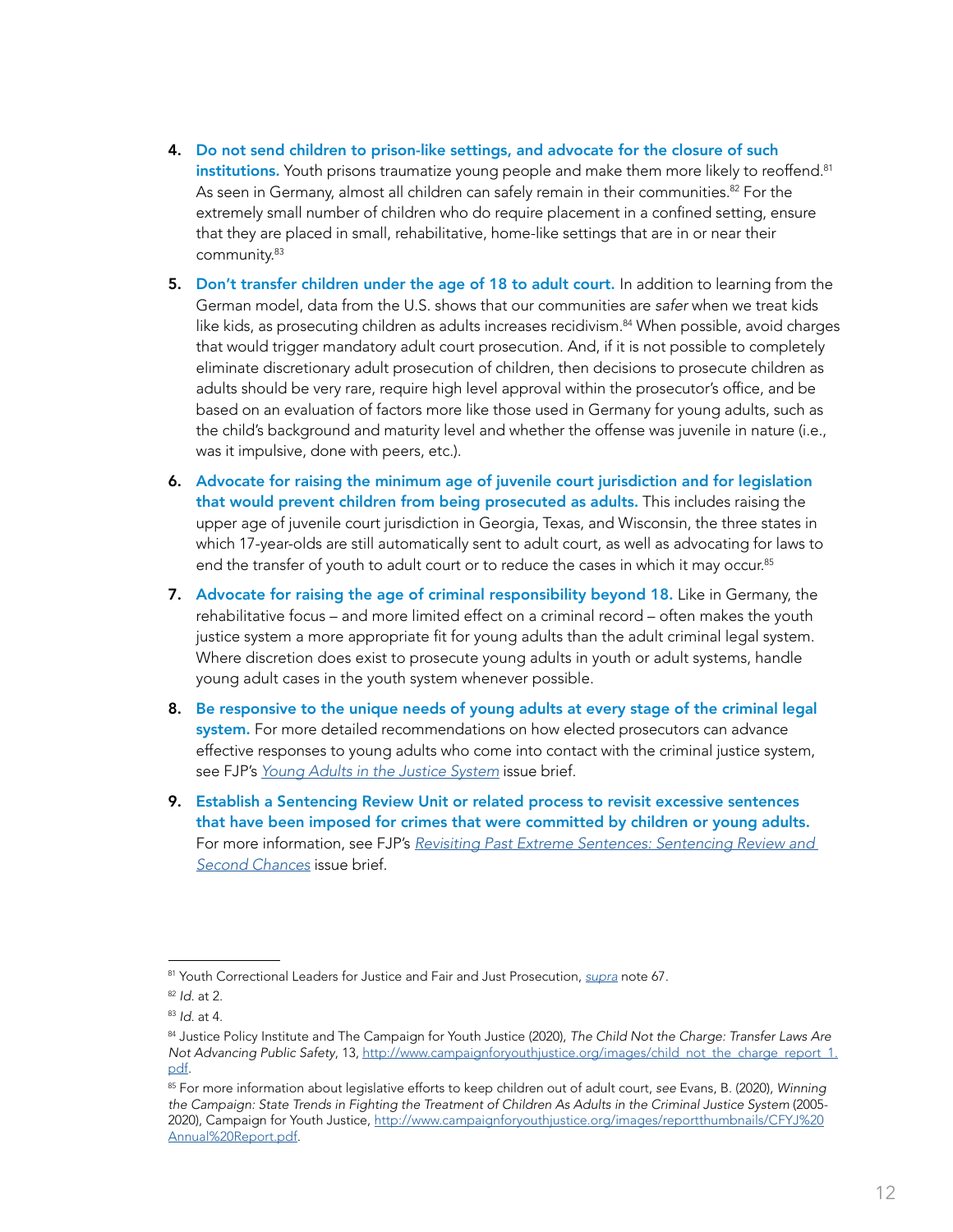4. **Do not send children to prison-like settings, and advocate for the closure of such institutions.** Youth prisons traumatize young people and make them more likely to reoffend.[81] As seen in Germany, almost all children can safely remain in their communities.[82] For the extremely small number of children who do require placement in a confined setting, ensure that they are placed in small, rehabilitative, home-like settings that are in or near their community.[83]

5. **Don't transfer children under the age of 18 to adult court.** In addition to learning from the German model, data from the U.S. shows that our communities are *safer* when we treat kids like kids, as prosecuting children as adults increases recidivism.[84] When possible, avoid charges that would trigger mandatory adult court prosecution. And, if it is not possible to completely eliminate discretionary adult prosecution of children, then decisions to prosecute children as adults should be very rare, require high level approval within the prosecutor's office, and be based on an evaluation of factors more like those used in Germany for young adults, such as the child's background and maturity level and whether the offense was juvenile in nature (i.e., was it impulsive, done with peers, etc.).

6. **Advocate for raising the minimum age of juvenile court jurisdiction and for legislation that would prevent children from being prosecuted as adults.** This includes raising the upper age of juvenile court jurisdiction in Georgia, Texas, and Wisconsin, the three states in which 17-year-olds are still automatically sent to adult court, as well as advocating for laws to end the transfer of youth to adult court or to reduce the cases in which it may occur.[85]

7. **Advocate for raising the age of criminal responsibility beyond 18.** Like in Germany, the rehabilitative focus – and more limited effect on a criminal record – often makes the youth justice system a more appropriate fit for young adults than the adult criminal legal system. Where discretion does exist to prosecute young adults in youth or adult systems, handle young adult cases in the youth system whenever possible.

8. **Be responsive to the unique needs of young adults at every stage of the criminal legal system.** For more detailed recommendations on how elected prosecutors can advance effective responses to young adults who come into contact with the criminal justice system, see FJP's *Young Adults in the Justice System* issue brief.

9. **Establish a Sentencing Review Unit or related process to revisit excessive sentences that have been imposed for crimes that were committed by children or young adults.** For more information, see FJP's *Revisiting Past Extreme Sentences: Sentencing Review and Second Chances* issue brief.

---

[81] Youth Correctional Leaders for Justice and Fair and Just Prosecution, *supra* note 67.

[82] *Id.* at 2.

[83] *Id.* at 4.

[84] Justice Policy Institute and The Campaign for Youth Justice (2020), *The Child Not the Charge: Transfer Laws Are Not Advancing Public Safety*, 13, http://www.campaignforyouthjustice.org/images/child_not_the_charge_report_1.pdf.

[85] For more information about legislative efforts to keep children out of adult court, *see* Evans, B. (2020), *Winning the Campaign: State Trends in Fighting the Treatment of Children As Adults in the Criminal Justice System* (2005-2020), Campaign for Youth Justice, http://www.campaignforyouthjustice.org/images/reportthumbnails/CFYJ%20Annual%20Report.pdf.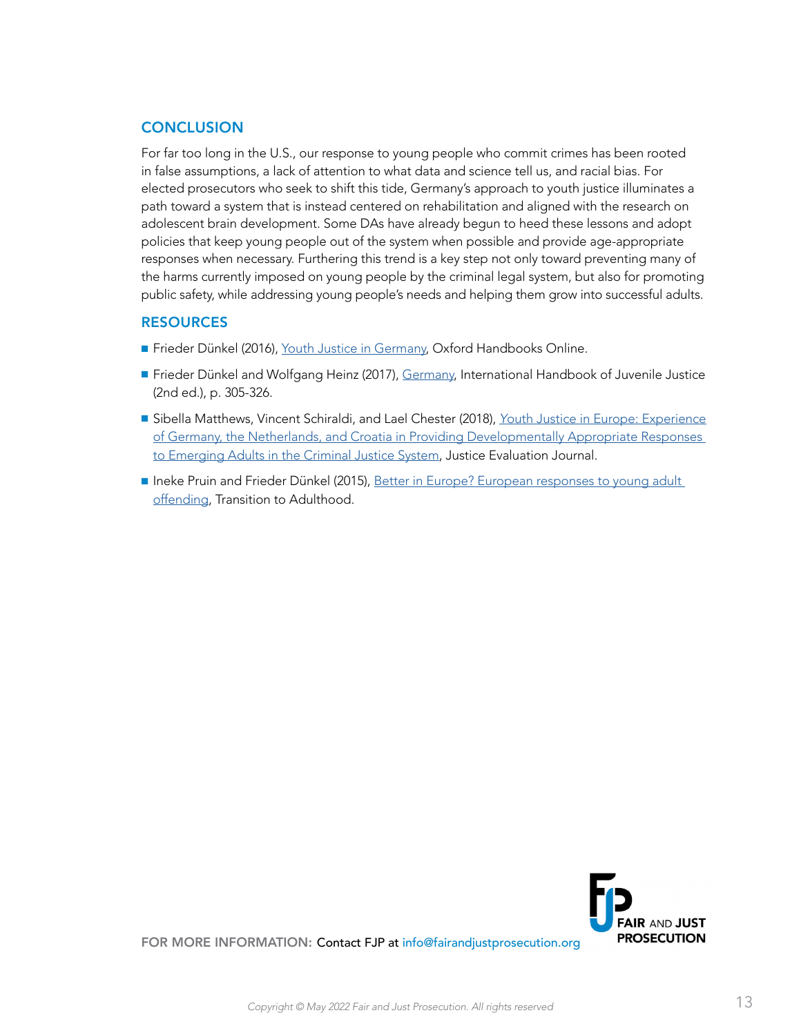## CONCLUSION

For far too long in the U.S., our response to young people who commit crimes has been rooted in false assumptions, a lack of attention to what data and science tell us, and racial bias. For elected prosecutors who seek to shift this tide, Germany's approach to youth justice illuminates a path toward a system that is instead centered on rehabilitation and aligned with the research on adolescent brain development. Some DAs have already begun to heed these lessons and adopt policies that keep young people out of the system when possible and provide age-appropriate responses when necessary. Furthering this trend is a key step not only toward preventing many of the harms currently imposed on young people by the criminal legal system, but also for promoting public safety, while addressing young people's needs and helping them grow into successful adults.

## RESOURCES

- Frieder Dünkel (2016), Youth Justice in Germany, Oxford Handbooks Online.
- Frieder Dünkel and Wolfgang Heinz (2017), Germany, International Handbook of Juvenile Justice (2nd ed.), p. 305-326.
- Sibella Matthews, Vincent Schiraldi, and Lael Chester (2018), Youth Justice in Europe: Experience of Germany, the Netherlands, and Croatia in Providing Developmentally Appropriate Responses to Emerging Adults in the Criminal Justice System, Justice Evaluation Journal.
- Ineke Pruin and Frieder Dünkel (2015), Better in Europe? European responses to young adult offending, Transition to Adulthood.

**FOR MORE INFORMATION:** Contact FJP at info@fairandjustprosecution.org

FAIR AND JUST PROSECUTION

*Copyright © May 2022 Fair and Just Prosecution. All rights reserved*